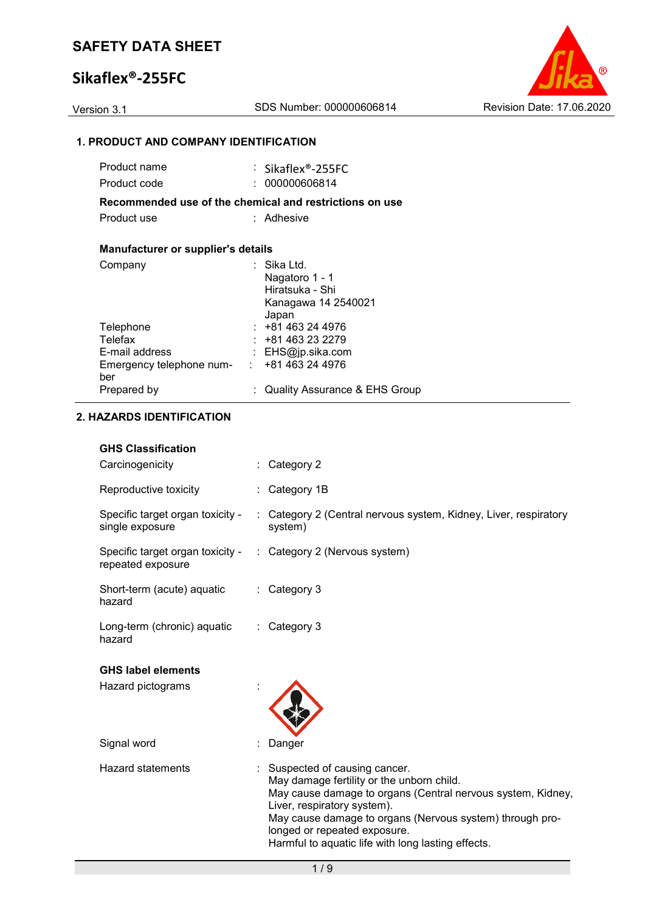# SAFETY DATA SHEET

## Sikaflex®-255FC

Version 3.1 | SDS Number: 000000606814 | Revision Date: 17.06.2020

### 1. PRODUCT AND COMPANY IDENTIFICATION

| | |
|---|---|
| Product name | : Sikaflex®-255FC |
| Product code | : 000000606814 |

**Recommended use of the chemical and restrictions on use**

| | |
|---|---|
| Product use | : Adhesive |

**Manufacturer or supplier's details**

| | |
|---|---|
| Company | : Sika Ltd.<br>Nagatoro 1 - 1<br>Hiratsuka - Shi<br>Kanagawa 14 2540021<br>Japan |
| Telephone | : +81 463 24 4976 |
| Telefax | : +81 463 23 2279 |
| E-mail address | : EHS@jp.sika.com |
| Emergency telephone number | : +81 463 24 4976 |
| Prepared by | : Quality Assurance & EHS Group |

### 2. HAZARDS IDENTIFICATION

**GHS Classification**

| | |
|---|---|
| Carcinogenicity | : Category 2 |
| Reproductive toxicity | : Category 1B |
| Specific target organ toxicity - single exposure | : Category 2 (Central nervous system, Kidney, Liver, respiratory system) |
| Specific target organ toxicity - repeated exposure | : Category 2 (Nervous system) |
| Short-term (acute) aquatic hazard | : Category 3 |
| Long-term (chronic) aquatic hazard | : Category 3 |

**GHS label elements**

| | |
|---|---|
| Hazard pictograms | : |
| Signal word | : Danger |
| Hazard statements | : Suspected of causing cancer.<br>May damage fertility or the unborn child.<br>May cause damage to organs (Central nervous system, Kidney, Liver, respiratory system).<br>May cause damage to organs (Nervous system) through prolonged or repeated exposure.<br>Harmful to aquatic life with long lasting effects. |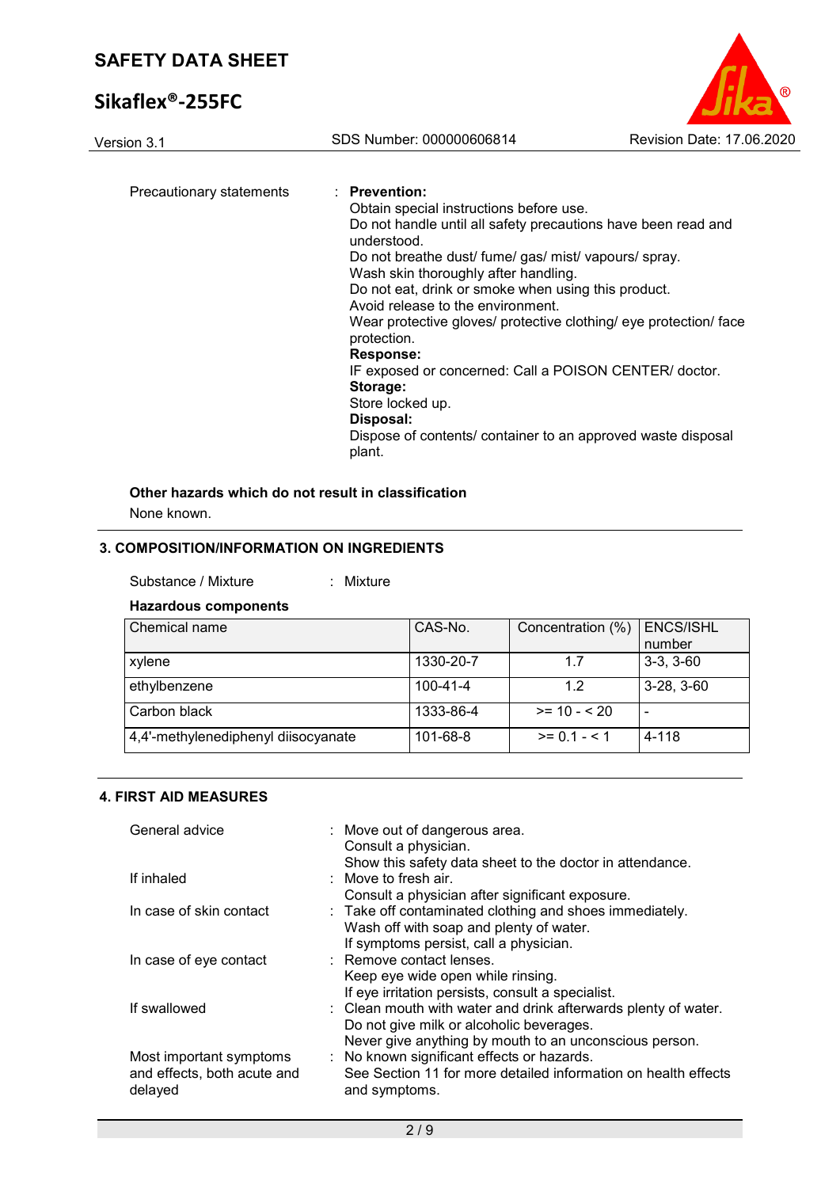Precautionary statements : **Prevention:**

Obtain special instructions before use.
Do not handle until all safety precautions have been read and understood.
Do not breathe dust/ fume/ gas/ mist/ vapours/ spray.
Wash skin thoroughly after handling.
Do not eat, drink or smoke when using this product.
Avoid release to the environment.
Wear protective gloves/ protective clothing/ eye protection/ face protection.

**Response:**

IF exposed or concerned: Call a POISON CENTER/ doctor.

**Storage:**

Store locked up.

**Disposal:**

Dispose of contents/ container to an approved waste disposal plant.

**Other hazards which do not result in classification**

None known.

## 3. COMPOSITION/INFORMATION ON INGREDIENTS

Substance / Mixture : Mixture

**Hazardous components**

| Chemical name | CAS-No. | Concentration (%) | ENCS/ISHL number |
|---|---|---|---|
| xylene | 1330-20-7 | 1.7 | 3-3, 3-60 |
| ethylbenzene | 100-41-4 | 1.2 | 3-28, 3-60 |
| Carbon black | 1333-86-4 | >= 10 - < 20 | - |
| 4,4'-methylenediphenyl diisocyanate | 101-68-8 | >= 0.1 - < 1 | 4-118 |

## 4. FIRST AID MEASURES

General advice : Move out of dangerous area.
Consult a physician.
Show this safety data sheet to the doctor in attendance.

If inhaled : Move to fresh air.
Consult a physician after significant exposure.

In case of skin contact : Take off contaminated clothing and shoes immediately.
Wash off with soap and plenty of water.
If symptoms persist, call a physician.

In case of eye contact : Remove contact lenses.
Keep eye wide open while rinsing.
If eye irritation persists, consult a specialist.

If swallowed : Clean mouth with water and drink afterwards plenty of water.
Do not give milk or alcoholic beverages.
Never give anything by mouth to an unconscious person.

Most important symptoms and effects, both acute and delayed : No known significant effects or hazards.
See Section 11 for more detailed information on health effects and symptoms.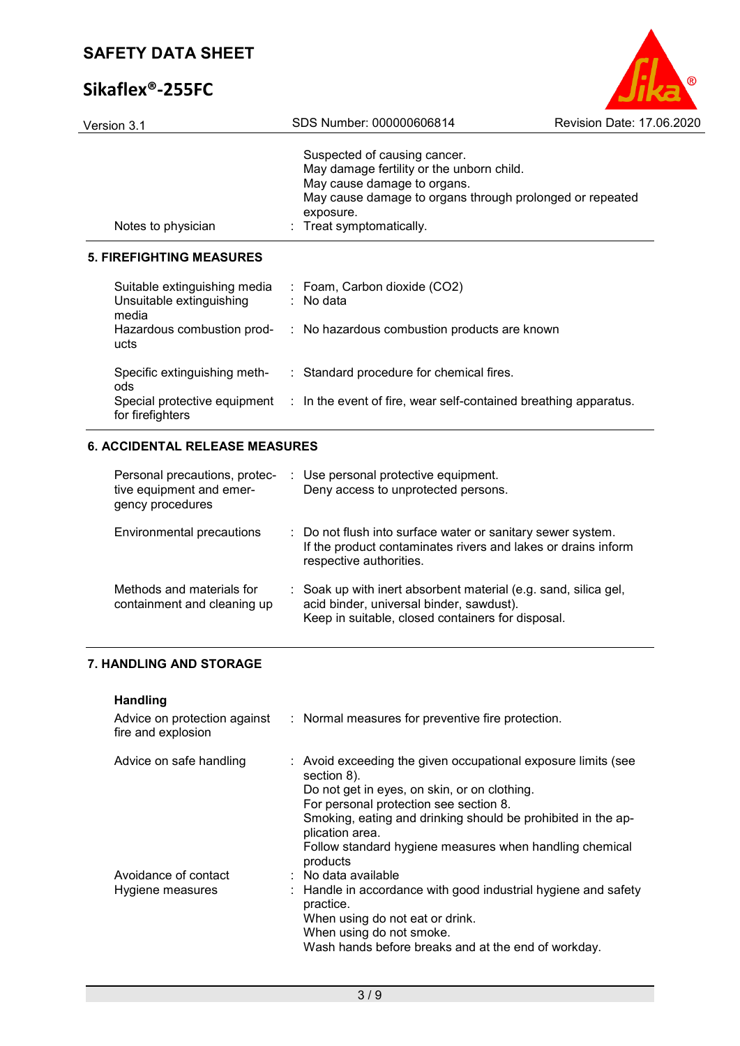| | | |
|---|---|---|
| | | Suspected of causing cancer.<br>May damage fertility or the unborn child.<br>May cause damage to organs.<br>May cause damage to organs through prolonged or repeated exposure. |
| Notes to physician | : | Treat symptomatically. |

## 5. FIREFIGHTING MEASURES

| | | |
|---|---|---|
| Suitable extinguishing media | : | Foam, Carbon dioxide ($CO_2$) |
| Unsuitable extinguishing media | : | No data |
| Hazardous combustion products | : | No hazardous combustion products are known |
| Specific extinguishing methods | : | Standard procedure for chemical fires. |
| Special protective equipment for firefighters | : | In the event of fire, wear self-contained breathing apparatus. |

## 6. ACCIDENTAL RELEASE MEASURES

| | | |
|---|---|---|
| Personal precautions, protective equipment and emergency procedures | : | Use personal protective equipment.<br>Deny access to unprotected persons. |
| Environmental precautions | : | Do not flush into surface water or sanitary sewer system.<br>If the product contaminates rivers and lakes or drains inform respective authorities. |
| Methods and materials for containment and cleaning up | : | Soak up with inert absorbent material (e.g. sand, silica gel, acid binder, universal binder, sawdust).<br>Keep in suitable, closed containers for disposal. |

## 7. HANDLING AND STORAGE

### Handling

| | | |
|---|---|---|
| Advice on protection against fire and explosion | : | Normal measures for preventive fire protection. |
| Advice on safe handling | : | Avoid exceeding the given occupational exposure limits (see section 8).<br>Do not get in eyes, on skin, or on clothing.<br>For personal protection see section 8.<br>Smoking, eating and drinking should be prohibited in the application area.<br>Follow standard hygiene measures when handling chemical products |
| Avoidance of contact | : | No data available |
| Hygiene measures | : | Handle in accordance with good industrial hygiene and safety practice.<br>When using do not eat or drink.<br>When using do not smoke.<br>Wash hands before breaks and at the end of workday. |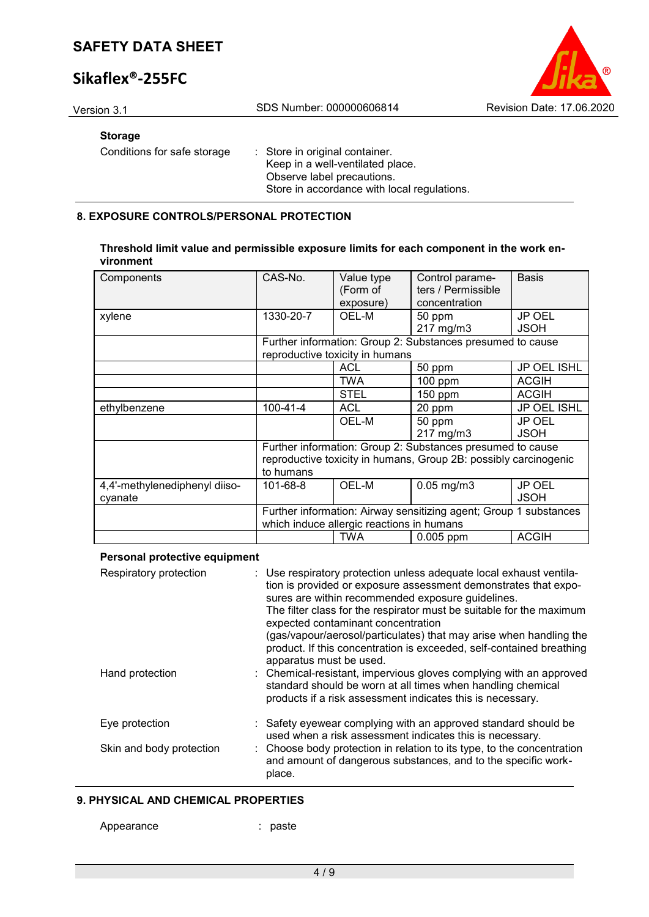**Storage**

Conditions for safe storage : Store in original container.
Keep in a well-ventilated place.
Observe label precautions.
Store in accordance with local regulations.

## 8. EXPOSURE CONTROLS/PERSONAL PROTECTION

**Threshold limit value and permissible exposure limits for each component in the work environment**

| Components | CAS-No. | Value type (Form of exposure) | Control parameters / Permissible concentration | Basis |
|---|---|---|---|---|
| xylene | 1330-20-7 | OEL-M | 50 ppm<br>217 mg/m3 | JP OEL JSOH |
| | Further information: Group 2: Substances presumed to cause reproductive toxicity in humans | | | |
| | | ACL | 50 ppm | JP OEL ISHL |
| | | TWA | 100 ppm | ACGIH |
| | | STEL | 150 ppm | ACGIH |
| ethylbenzene | 100-41-4 | ACL | 20 ppm | JP OEL ISHL |
| | | OEL-M | 50 ppm<br>217 mg/m3 | JP OEL JSOH |
| | Further information: Group 2: Substances presumed to cause reproductive toxicity in humans, Group 2B: possibly carcinogenic to humans | | | |
| 4,4'-methylenediphenyl diisocyanate | 101-68-8 | OEL-M | 0.05 mg/m3 | JP OEL JSOH |
| | Further information: Airway sensitizing agent; Group 1 substances which induce allergic reactions in humans | | | |
| | | TWA | 0.005 ppm | ACGIH |

**Personal protective equipment**

Respiratory protection : Use respiratory protection unless adequate local exhaust ventilation is provided or exposure assessment demonstrates that exposures are within recommended exposure guidelines.
The filter class for the respirator must be suitable for the maximum expected contaminant concentration (gas/vapour/aerosol/particulates) that may arise when handling the product. If this concentration is exceeded, self-contained breathing apparatus must be used.

Hand protection : Chemical-resistant, impervious gloves complying with an approved standard should be worn at all times when handling chemical products if a risk assessment indicates this is necessary.

Eye protection : Safety eyewear complying with an approved standard should be used when a risk assessment indicates this is necessary.

Skin and body protection : Choose body protection in relation to its type, to the concentration and amount of dangerous substances, and to the specific workplace.

## 9. PHYSICAL AND CHEMICAL PROPERTIES

Appearance : paste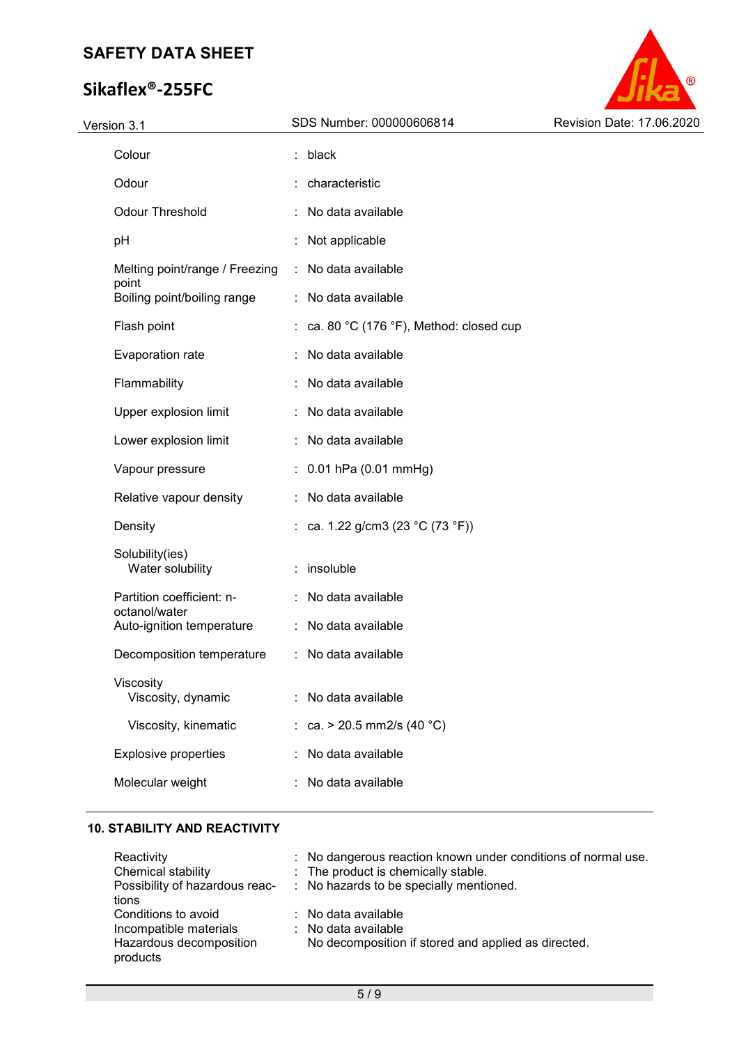| | | |
|---|---|---|
| Colour | : | black |
| Odour | : | characteristic |
| Odour Threshold | : | No data available |
| pH | : | Not applicable |
| Melting point/range / Freezing point | : | No data available |
| Boiling point/boiling range | : | No data available |
| Flash point | : | ca. 80 °C (176 °F), Method: closed cup |
| Evaporation rate | : | No data available |
| Flammability | : | No data available |
| Upper explosion limit | : | No data available |
| Lower explosion limit | : | No data available |
| Vapour pressure | : | 0.01 hPa (0.01 mmHg) |
| Relative vapour density | : | No data available |
| Density | : | ca. 1.22 g/cm3 (23 °C (73 °F)) |
| Solubility(ies) | | |
| Water solubility | : | insoluble |
| Partition coefficient: n-octanol/water | : | No data available |
| Auto-ignition temperature | : | No data available |
| Decomposition temperature | : | No data available |
| Viscosity | | |
| Viscosity, dynamic | : | No data available |
| Viscosity, kinematic | : | ca. > 20.5 mm2/s (40 °C) |
| Explosive properties | : | No data available |
| Molecular weight | : | No data available |

## 10. STABILITY AND REACTIVITY

| | | |
|---|---|---|
| Reactivity | : | No dangerous reaction known under conditions of normal use. |
| Chemical stability | : | The product is chemically stable. |
| Possibility of hazardous reactions | : | No hazards to be specially mentioned. |
| Conditions to avoid | : | No data available |
| Incompatible materials | : | No data available |
| Hazardous decomposition products | | No decomposition if stored and applied as directed. |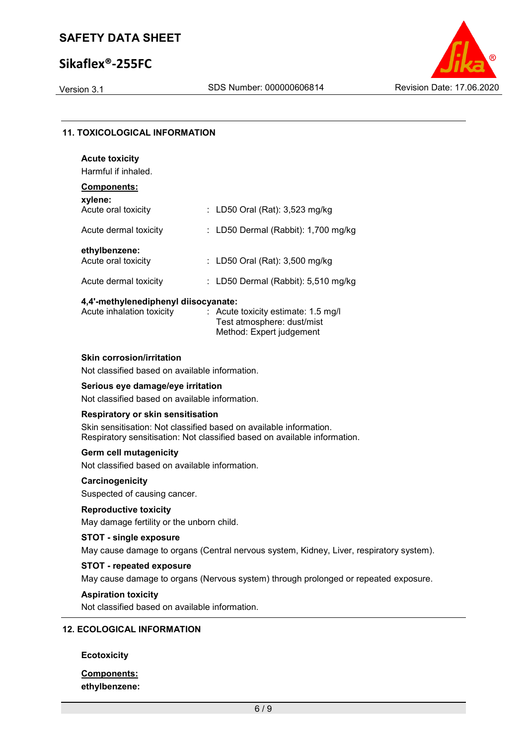## 11. TOXICOLOGICAL INFORMATION

**Acute toxicity**

Harmful if inhaled.

**Components:**

**xylene:**

| | |
|---|---|
| Acute oral toxicity | : LD50 Oral (Rat): 3,523 mg/kg |
| Acute dermal toxicity | : LD50 Dermal (Rabbit): 1,700 mg/kg |

**ethylbenzene:**

| | |
|---|---|
| Acute oral toxicity | : LD50 Oral (Rat): 3,500 mg/kg |
| Acute dermal toxicity | : LD50 Dermal (Rabbit): 5,510 mg/kg |

**4,4'-methylenediphenyl diisocyanate:**

| | |
|---|---|
| Acute inhalation toxicity | : Acute toxicity estimate: 1.5 mg/l<br>Test atmosphere: dust/mist<br>Method: Expert judgement |

**Skin corrosion/irritation**

Not classified based on available information.

**Serious eye damage/eye irritation**

Not classified based on available information.

**Respiratory or skin sensitisation**

Skin sensitisation: Not classified based on available information.
Respiratory sensitisation: Not classified based on available information.

**Germ cell mutagenicity**

Not classified based on available information.

**Carcinogenicity**

Suspected of causing cancer.

**Reproductive toxicity**

May damage fertility or the unborn child.

**STOT - single exposure**

May cause damage to organs (Central nervous system, Kidney, Liver, respiratory system).

**STOT - repeated exposure**

May cause damage to organs (Nervous system) through prolonged or repeated exposure.

**Aspiration toxicity**

Not classified based on available information.

## 12. ECOLOGICAL INFORMATION

**Ecotoxicity**

**Components:**

**ethylbenzene:**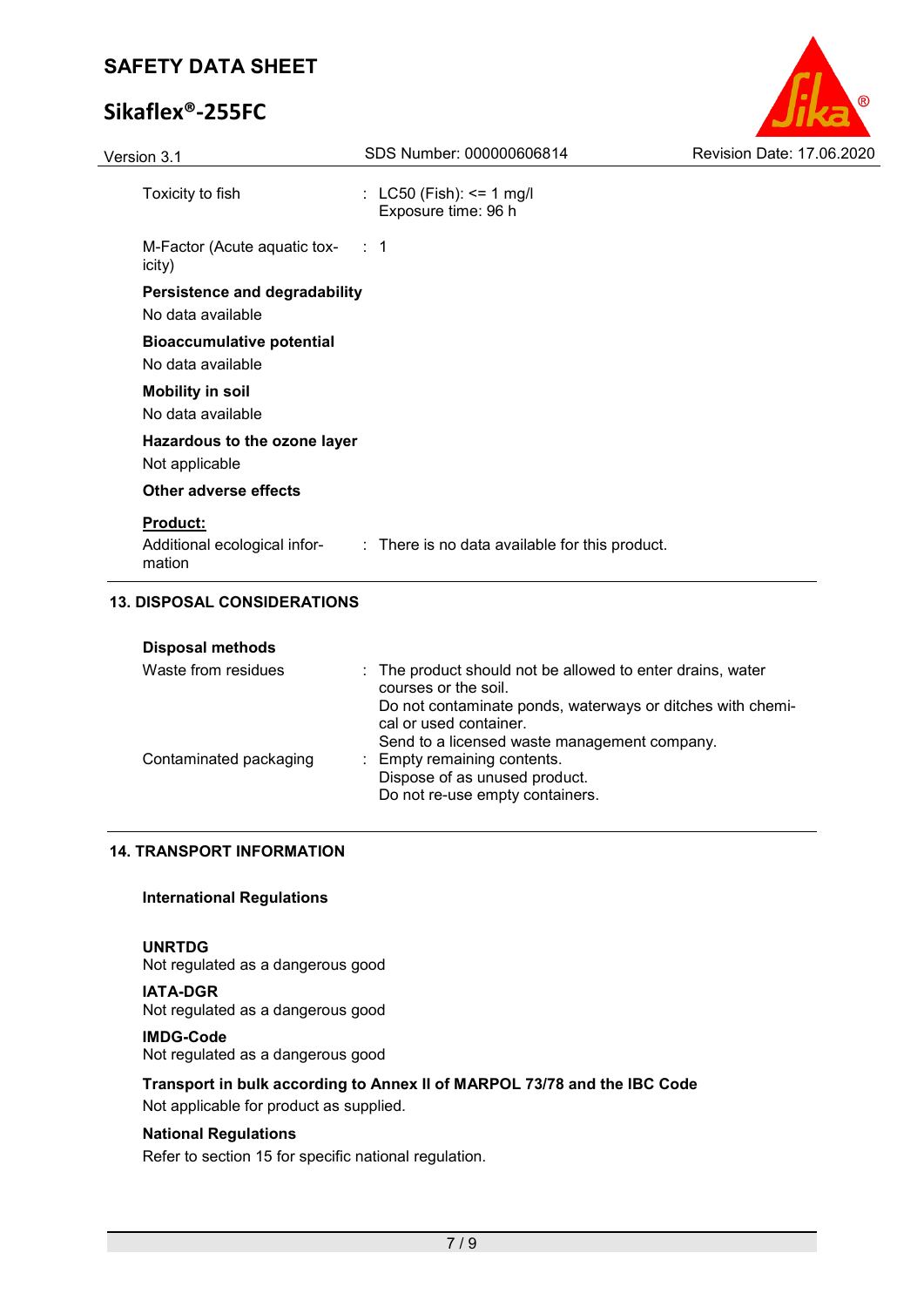Toxicity to fish : LC50 (Fish): <= 1 mg/l
Exposure time: 96 h

M-Factor (Acute aquatic toxicity) : 1

**Persistence and degradability**

No data available

**Bioaccumulative potential**

No data available

**Mobility in soil**

No data available

**Hazardous to the ozone layer**

Not applicable

**Other adverse effects**

**Product:**

Additional ecological information : There is no data available for this product.

## 13. DISPOSAL CONSIDERATIONS

**Disposal methods**

Waste from residues : The product should not be allowed to enter drains, water courses or the soil.
Do not contaminate ponds, waterways or ditches with chemical or used container.
Send to a licensed waste management company.

Contaminated packaging : Empty remaining contents.
Dispose of as unused product.
Do not re-use empty containers.

## 14. TRANSPORT INFORMATION

**International Regulations**

**UNRTDG**

Not regulated as a dangerous good

**IATA-DGR**

Not regulated as a dangerous good

**IMDG-Code**

Not regulated as a dangerous good

**Transport in bulk according to Annex II of MARPOL 73/78 and the IBC Code**

Not applicable for product as supplied.

**National Regulations**

Refer to section 15 for specific national regulation.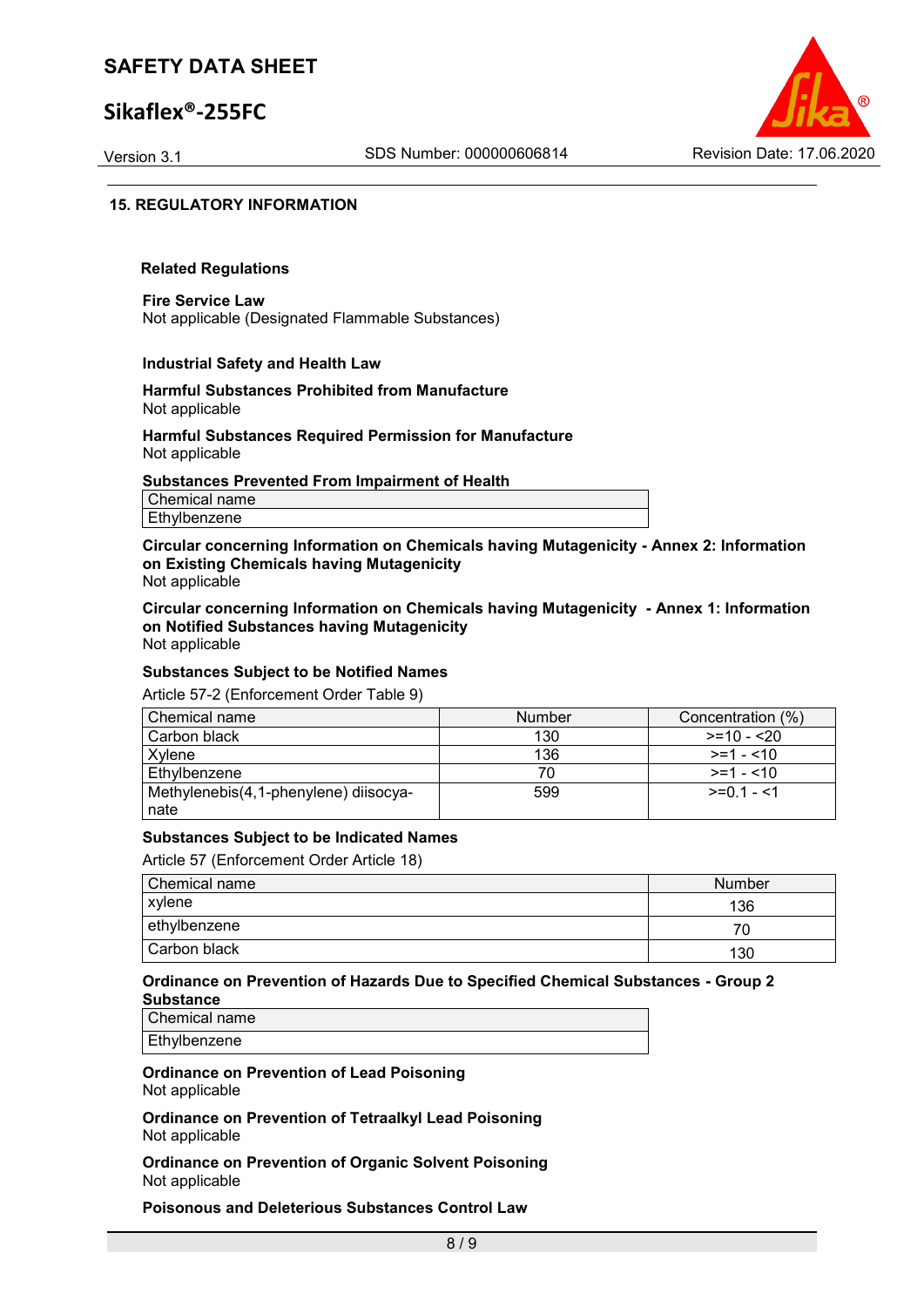## 15. REGULATORY INFORMATION

### Related Regulations

**Fire Service Law**
Not applicable (Designated Flammable Substances)

**Industrial Safety and Health Law**

**Harmful Substances Prohibited from Manufacture**
Not applicable

**Harmful Substances Required Permission for Manufacture**
Not applicable

**Substances Prevented From Impairment of Health**

| Chemical name |
|---|
| Ethylbenzene |

**Circular concerning Information on Chemicals having Mutagenicity - Annex 2: Information on Existing Chemicals having Mutagenicity**
Not applicable

**Circular concerning Information on Chemicals having Mutagenicity - Annex 1: Information on Notified Substances having Mutagenicity**
Not applicable

**Substances Subject to be Notified Names**

Article 57-2 (Enforcement Order Table 9)

| Chemical name | Number | Concentration (%) |
|---|---|---|
| Carbon black | 130 | >=10 - <20 |
| Xylene | 136 | >=1 - <10 |
| Ethylbenzene | 70 | >=1 - <10 |
| Methylenebis(4,1-phenylene) diisocyanate | 599 | >=0.1 - <1 |

**Substances Subject to be Indicated Names**

Article 57 (Enforcement Order Article 18)

| Chemical name | Number |
|---|---|
| xylene | 136 |
| ethylbenzene | 70 |
| Carbon black | 130 |

**Ordinance on Prevention of Hazards Due to Specified Chemical Substances - Group 2 Substance**

| Chemical name |
|---|
| Ethylbenzene |

**Ordinance on Prevention of Lead Poisoning**
Not applicable

**Ordinance on Prevention of Tetraalkyl Lead Poisoning**
Not applicable

**Ordinance on Prevention of Organic Solvent Poisoning**
Not applicable

**Poisonous and Deleterious Substances Control Law**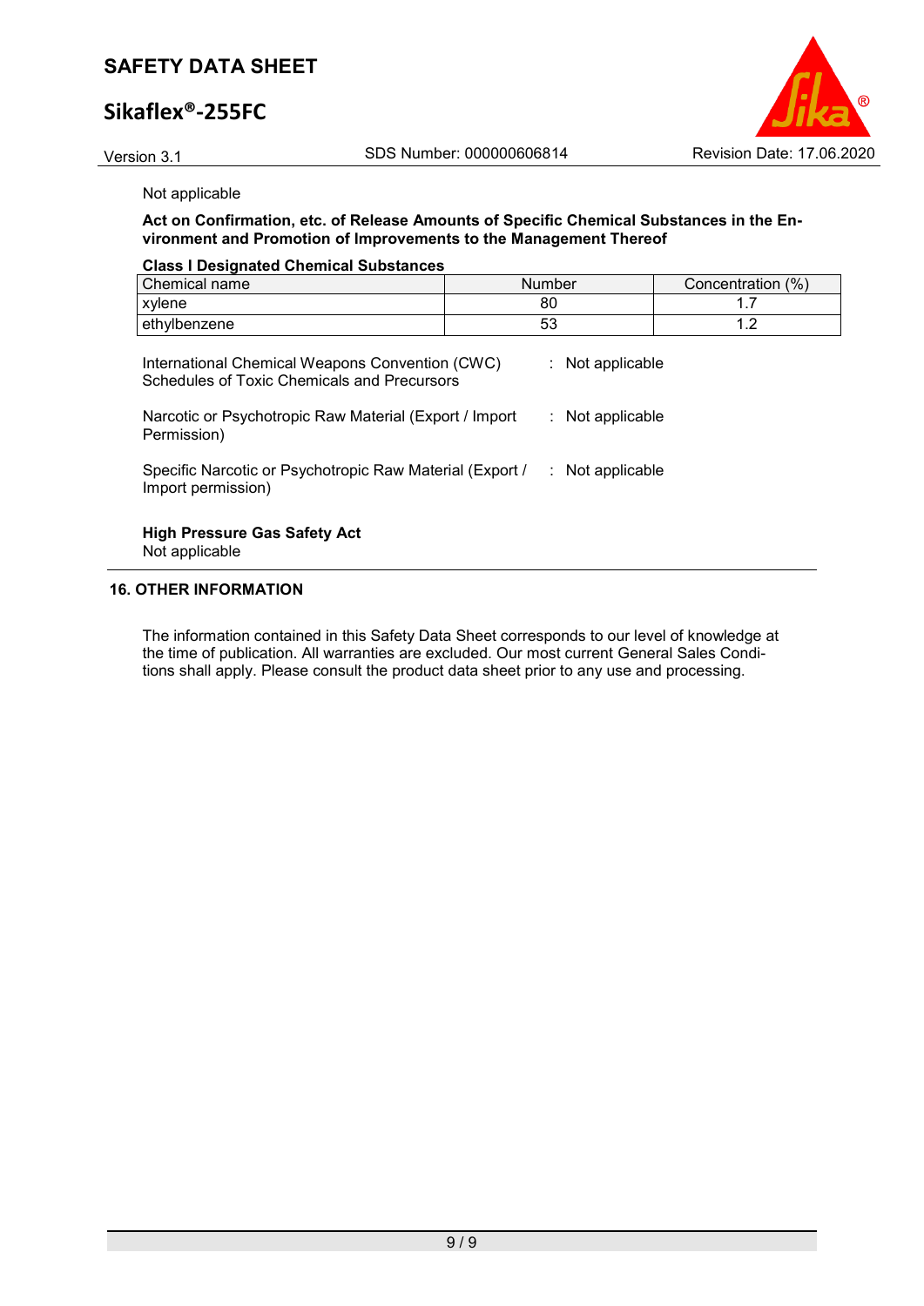Not applicable

**Act on Confirmation, etc. of Release Amounts of Specific Chemical Substances in the Environment and Promotion of Improvements to the Management Thereof**

**Class I Designated Chemical Substances**

| Chemical name | Number | Concentration (%) |
|---|---|---|
| xylene | 80 | 1.7 |
| ethylbenzene | 53 | 1.2 |

International Chemical Weapons Convention (CWC) Schedules of Toxic Chemicals and Precursors : Not applicable

Narcotic or Psychotropic Raw Material (Export / Import Permission) : Not applicable

Specific Narcotic or Psychotropic Raw Material (Export / Import permission) : Not applicable

**High Pressure Gas Safety Act**
Not applicable

## 16. OTHER INFORMATION

The information contained in this Safety Data Sheet corresponds to our level of knowledge at the time of publication. All warranties are excluded. Our most current General Sales Conditions shall apply. Please consult the product data sheet prior to any use and processing.